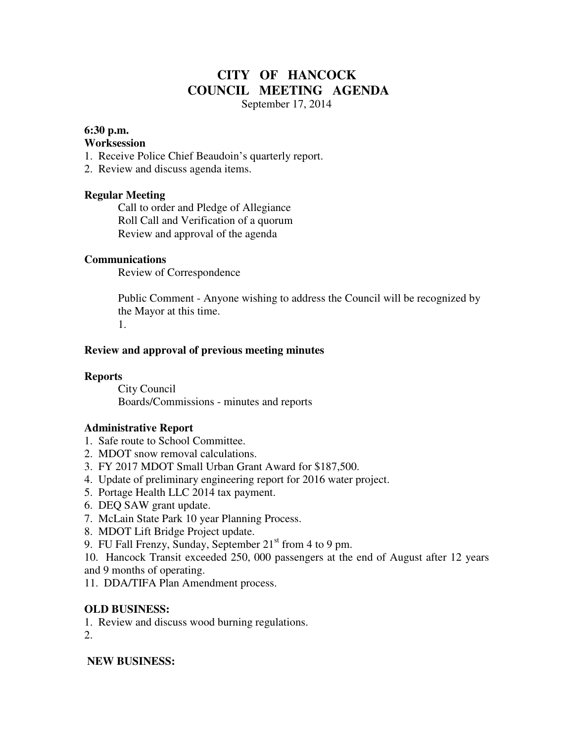# CITY OF HANCOCK
# COUNCIL MEETING AGENDA

September 17, 2014

**6:30 p.m.**

**Worksession**

1. Receive Police Chief Beaudoin's quarterly report.
2. Review and discuss agenda items.

**Regular Meeting**

Call to order and Pledge of Allegiance
Roll Call and Verification of a quorum
Review and approval of the agenda

**Communications**

Review of Correspondence

Public Comment - Anyone wishing to address the Council will be recognized by the Mayor at this time.

1.

**Review and approval of previous meeting minutes**

**Reports**

City Council
Boards/Commissions - minutes and reports

**Administrative Report**

1. Safe route to School Committee.
2. MDOT snow removal calculations.
3. FY 2017 MDOT Small Urban Grant Award for $187,500.
4. Update of preliminary engineering report for 2016 water project.
5. Portage Health LLC 2014 tax payment.
6. DEQ SAW grant update.
7. McLain State Park 10 year Planning Process.
8. MDOT Lift Bridge Project update.
9. FU Fall Frenzy, Sunday, September 21st from 4 to 9 pm.
10. Hancock Transit exceeded 250, 000 passengers at the end of August after 12 years and 9 months of operating.
11. DDA/TIFA Plan Amendment process.

**OLD BUSINESS:**

1. Review and discuss wood burning regulations.
2.

**NEW BUSINESS:**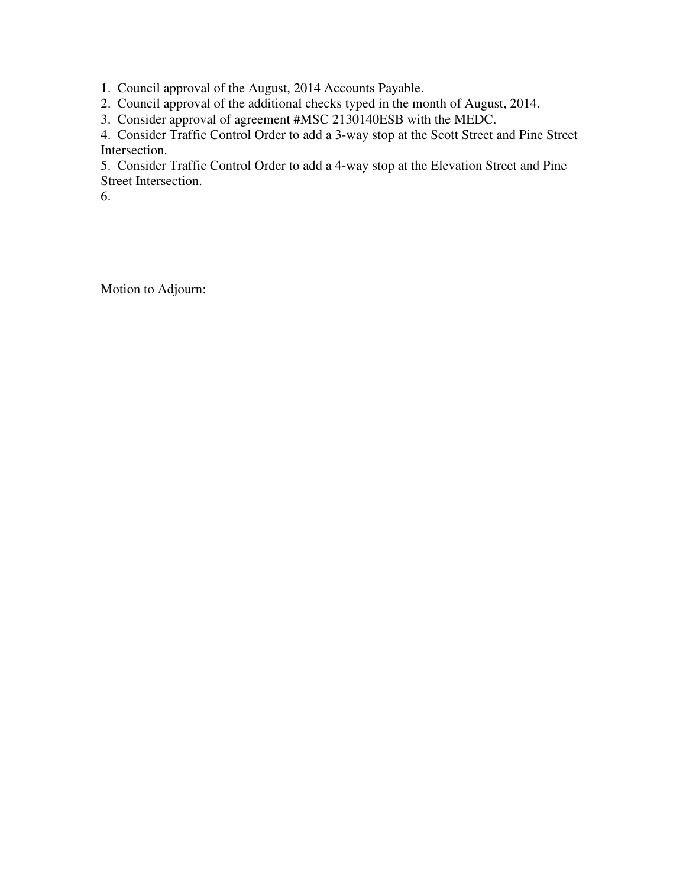1. Council approval of the August, 2014 Accounts Payable.
2. Council approval of the additional checks typed in the month of August, 2014.
3. Consider approval of agreement #MSC 2130140ESB with the MEDC.
4. Consider Traffic Control Order to add a 3-way stop at the Scott Street and Pine Street Intersection.
5. Consider Traffic Control Order to add a 4-way stop at the Elevation Street and Pine Street Intersection.
6.

Motion to Adjourn: